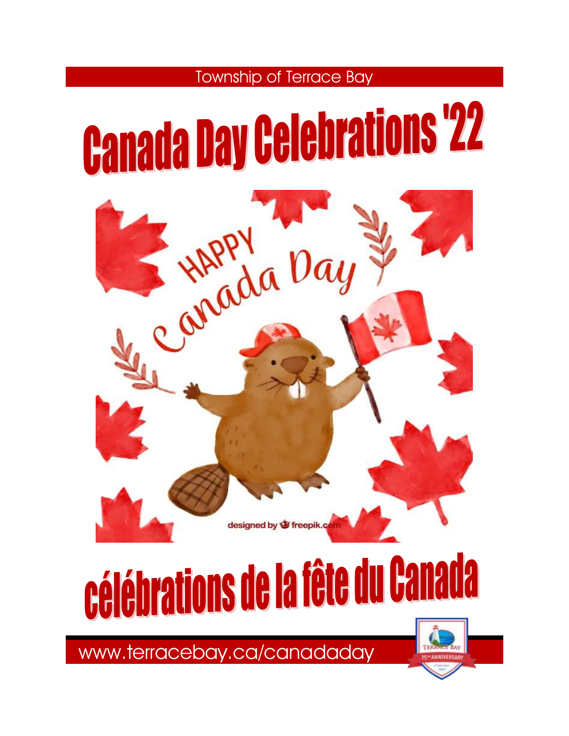Township of Terrace Bay

# Canada Day Celebrations '22

# célébrations de la fête du Canada

www.terracebay.ca/canadaday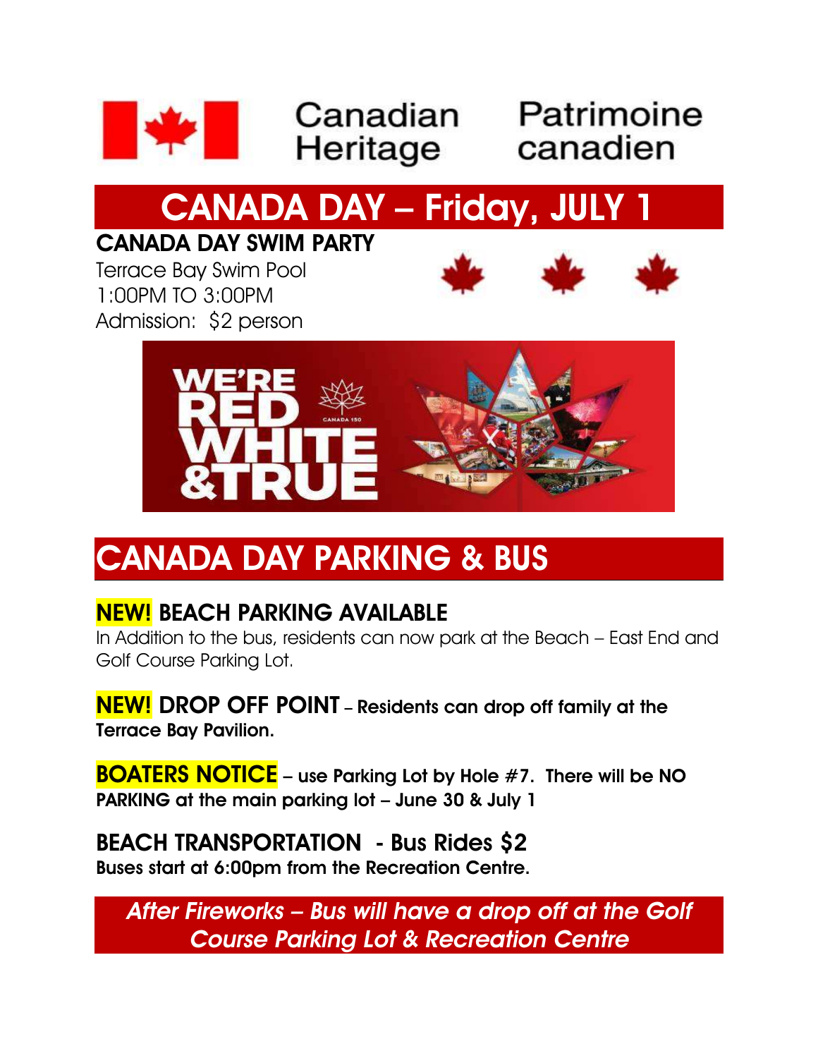Canadian Heritage — Patrimoine canadien

# CANADA DAY – Friday, JULY 1

## CANADA DAY SWIM PARTY

Terrace Bay Swim Pool
1:00PM TO 3:00PM
Admission: $2 person

WE'RE RED WHITE &TRUE

CANADA 150

# CANADA DAY PARKING & BUS

## NEW! BEACH PARKING AVAILABLE

In Addition to the bus, residents can now park at the Beach – East End and Golf Course Parking Lot.

**NEW! DROP OFF POINT** – **Residents can drop off family at the Terrace Bay Pavilion.**

**BOATERS NOTICE** – **use Parking Lot by Hole #7. There will be NO PARKING at the main parking lot – June 30 & July 1**

## BEACH TRANSPORTATION - Bus Rides $2

**Buses start at 6:00pm from the Recreation Centre.**

***After Fireworks – Bus will have a drop off at the Golf Course Parking Lot & Recreation Centre***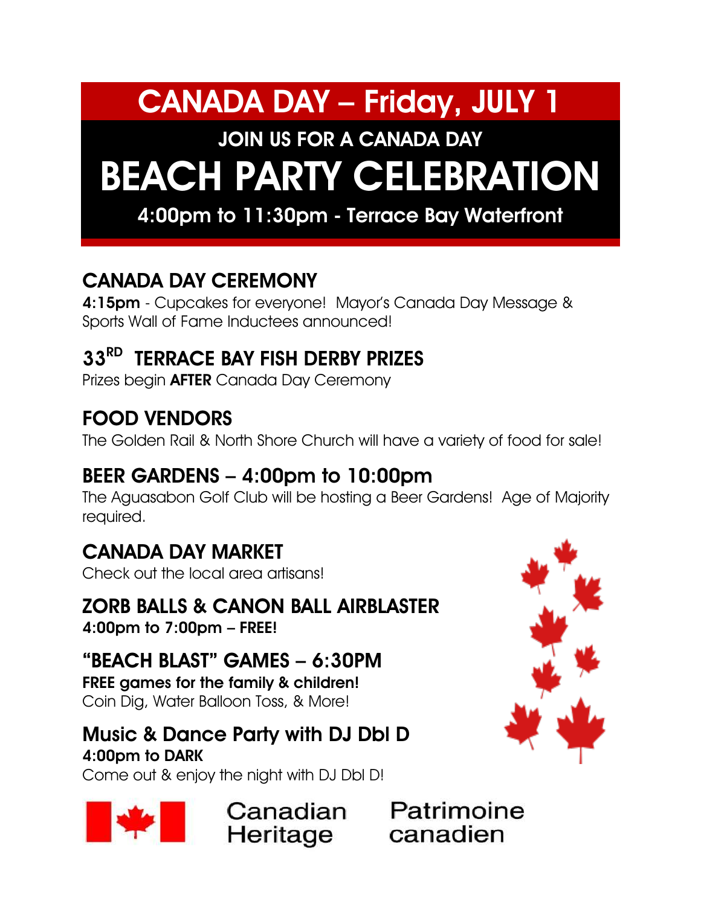# CANADA DAY – Friday, JULY 1

JOIN US FOR A CANADA DAY

# BEACH PARTY CELEBRATION

**4:00pm to 11:30pm - Terrace Bay Waterfront**

## CANADA DAY CEREMONY

**4:15pm** - Cupcakes for everyone! Mayor's Canada Day Message & Sports Wall of Fame Inductees announced!

## 33RD TERRACE BAY FISH DERBY PRIZES

Prizes begin **AFTER** Canada Day Ceremony

## FOOD VENDORS

The Golden Rail & North Shore Church will have a variety of food for sale!

## BEER GARDENS – 4:00pm to 10:00pm

The Aguasabon Golf Club will be hosting a Beer Gardens! Age of Majority required.

## CANADA DAY MARKET

Check out the local area artisans!

## ZORB BALLS & CANON BALL AIRBLASTER

**4:00pm to 7:00pm – FREE!**

## "BEACH BLAST" GAMES – 6:30PM

**FREE games for the family & children!**

Coin Dig, Water Balloon Toss, & More!

## Music & Dance Party with DJ Dbl D

**4:00pm to DARK**

Come out & enjoy the night with DJ Dbl D!

Canadian Heritage Patrimoine canadien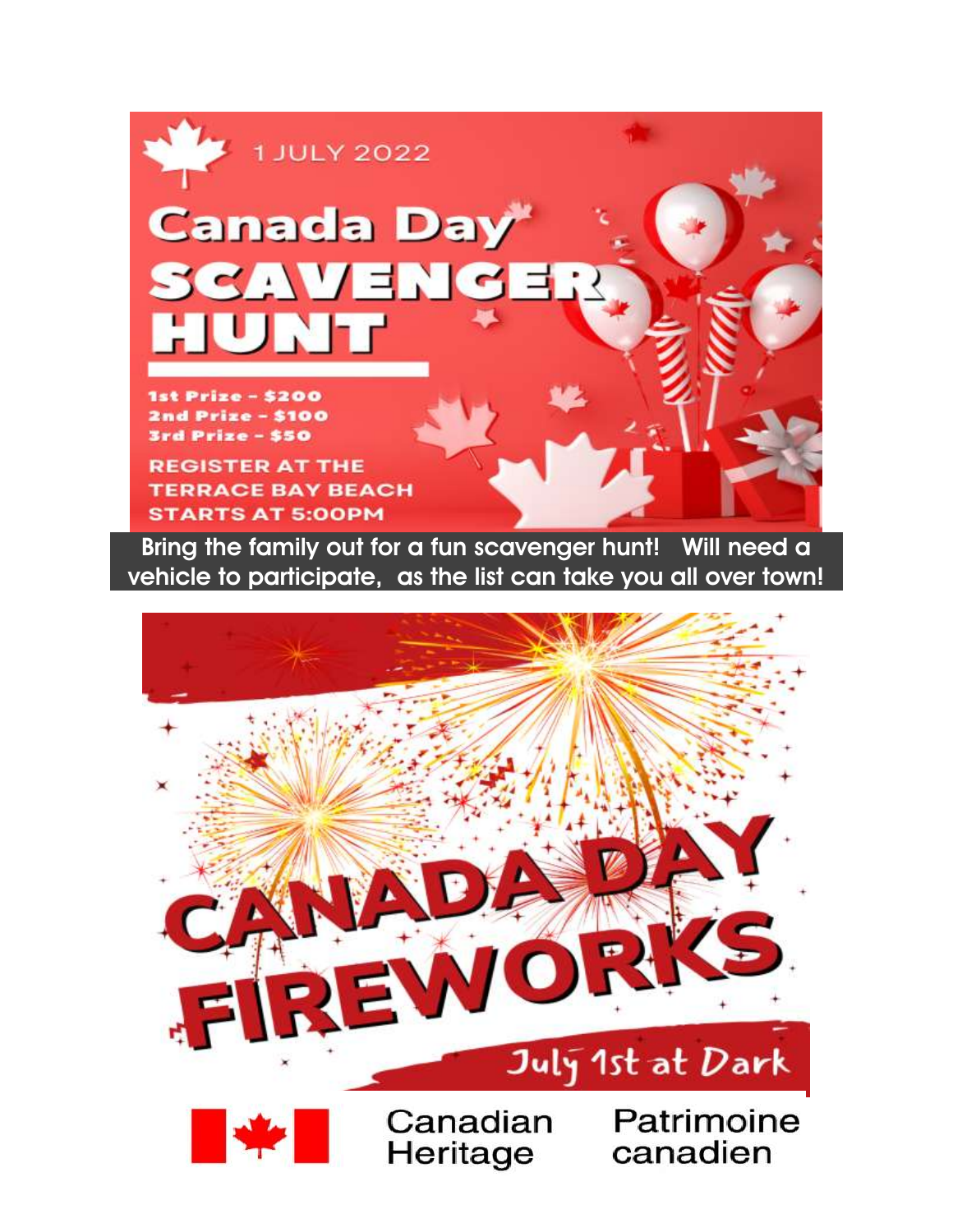1 JULY 2022

# Canada Day SCAVENGER HUNT

**1st Prize - $200**
**2nd Prize - $100**
**3rd Prize - $50**

**REGISTER AT THE TERRACE BAY BEACH STARTS AT 5:00PM**

**Bring the family out for a fun scavenger hunt! Will need a vehicle to participate, as the list can take you all over town!**

# CANADA DAY FIREWORKS

July 1st at Dark

Canadian Heritage | Patrimoine canadien